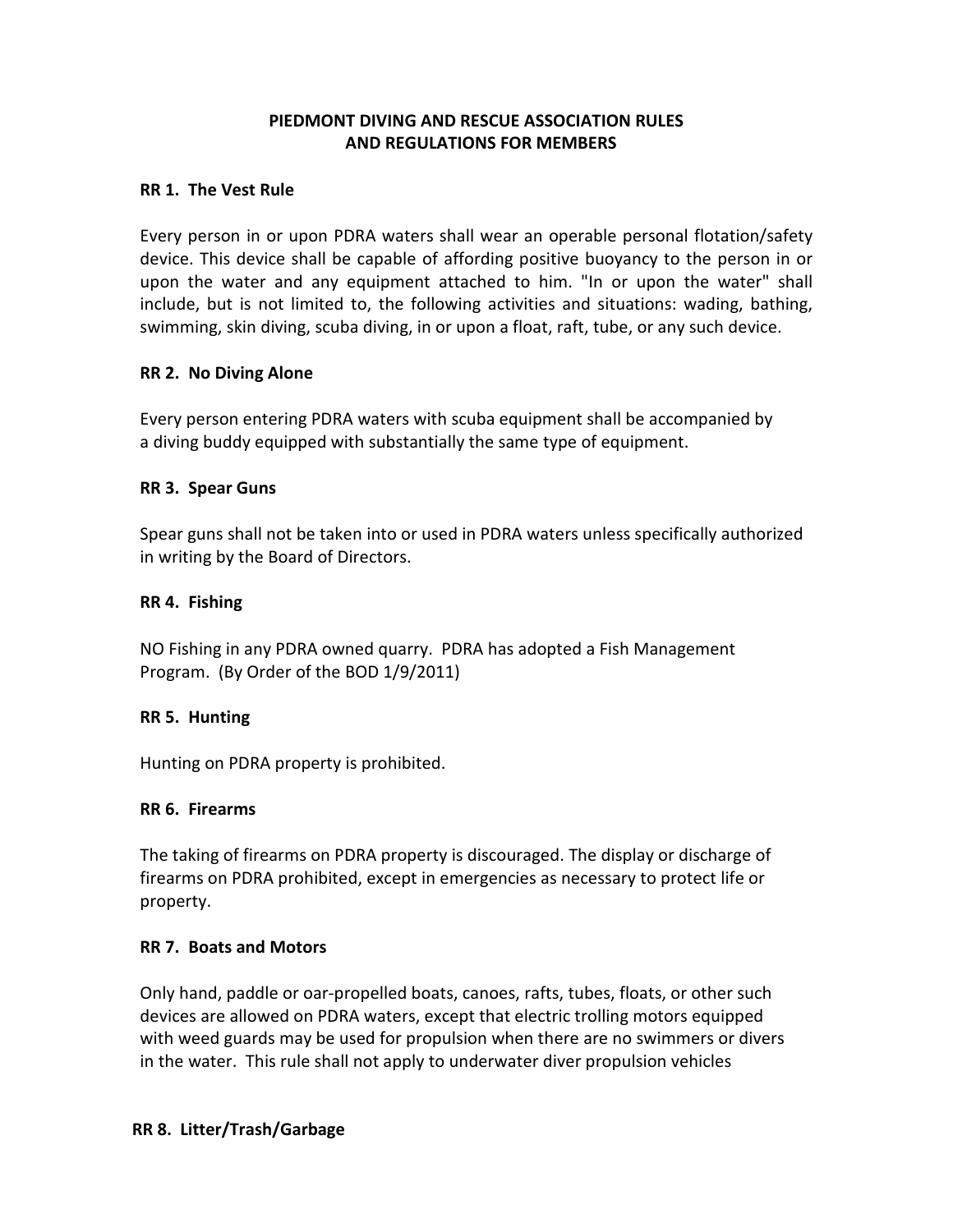# PIEDMONT DIVING AND RESCUE ASSOCIATION RULES AND REGULATIONS FOR MEMBERS

## RR 1. The Vest Rule

Every person in or upon PDRA waters shall wear an operable personal flotation/safety device. This device shall be capable of affording positive buoyancy to the person in or upon the water and any equipment attached to him. "In or upon the water" shall include, but is not limited to, the following activities and situations: wading, bathing, swimming, skin diving, scuba diving, in or upon a float, raft, tube, or any such device.

## RR 2. No Diving Alone

Every person entering PDRA waters with scuba equipment shall be accompanied by a diving buddy equipped with substantially the same type of equipment.

## RR 3. Spear Guns

Spear guns shall not be taken into or used in PDRA waters unless specifically authorized in writing by the Board of Directors.

## RR 4. Fishing

NO Fishing in any PDRA owned quarry. PDRA has adopted a Fish Management Program. (By Order of the BOD 1/9/2011)

## RR 5. Hunting

Hunting on PDRA property is prohibited.

## RR 6. Firearms

The taking of firearms on PDRA property is discouraged. The display or discharge of firearms on PDRA prohibited, except in emergencies as necessary to protect life or property.

## RR 7. Boats and Motors

Only hand, paddle or oar-propelled boats, canoes, rafts, tubes, floats, or other such devices are allowed on PDRA waters, except that electric trolling motors equipped with weed guards may be used for propulsion when there are no swimmers or divers in the water. This rule shall not apply to underwater diver propulsion vehicles

## RR 8. Litter/Trash/Garbage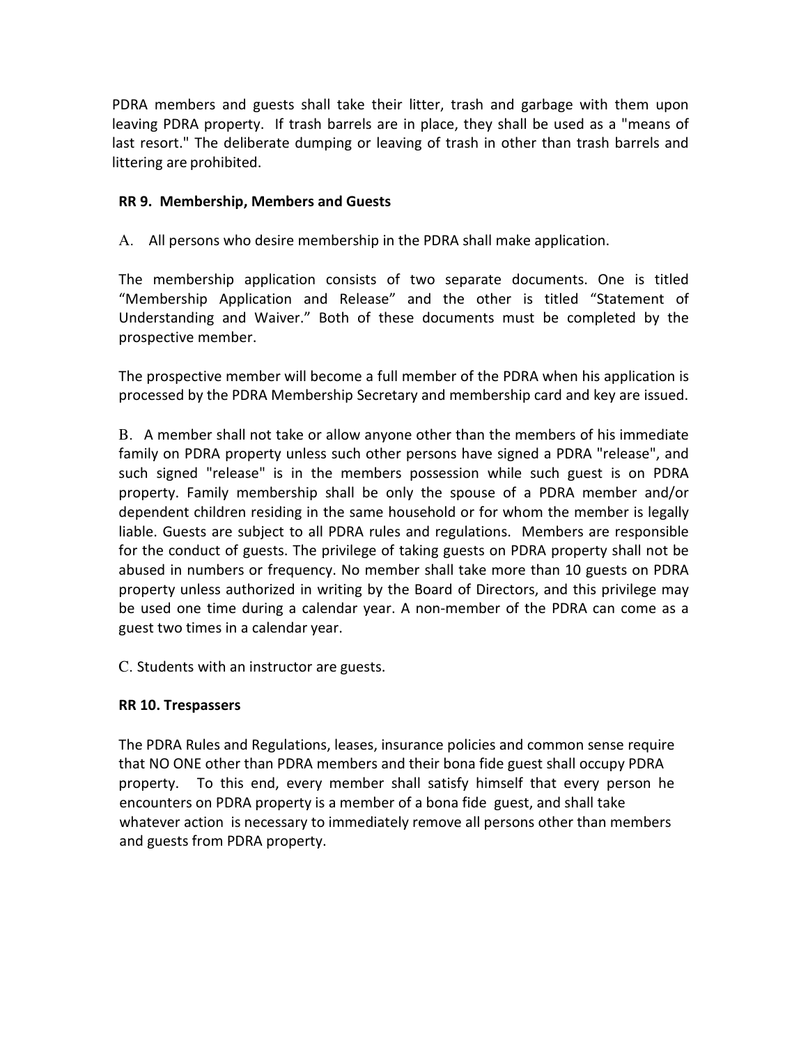PDRA members and guests shall take their litter, trash and garbage with them upon leaving PDRA property. If trash barrels are in place, they shall be used as a "means of last resort." The deliberate dumping or leaving of trash in other than trash barrels and littering are prohibited.

### RR 9. Membership, Members and Guests

A. All persons who desire membership in the PDRA shall make application.

The membership application consists of two separate documents. One is titled "Membership Application and Release" and the other is titled "Statement of Understanding and Waiver." Both of these documents must be completed by the prospective member.

The prospective member will become a full member of the PDRA when his application is processed by the PDRA Membership Secretary and membership card and key are issued.

B. A member shall not take or allow anyone other than the members of his immediate family on PDRA property unless such other persons have signed a PDRA "release", and such signed "release" is in the members possession while such guest is on PDRA property. Family membership shall be only the spouse of a PDRA member and/or dependent children residing in the same household or for whom the member is legally liable. Guests are subject to all PDRA rules and regulations. Members are responsible for the conduct of guests. The privilege of taking guests on PDRA property shall not be abused in numbers or frequency. No member shall take more than 10 guests on PDRA property unless authorized in writing by the Board of Directors, and this privilege may be used one time during a calendar year. A non-member of the PDRA can come as a guest two times in a calendar year.

C. Students with an instructor are guests.

### RR 10. Trespassers

The PDRA Rules and Regulations, leases, insurance policies and common sense require that NO ONE other than PDRA members and their bona fide guest shall occupy PDRA property. To this end, every member shall satisfy himself that every person he encounters on PDRA property is a member of a bona fide guest, and shall take whatever action is necessary to immediately remove all persons other than members and guests from PDRA property.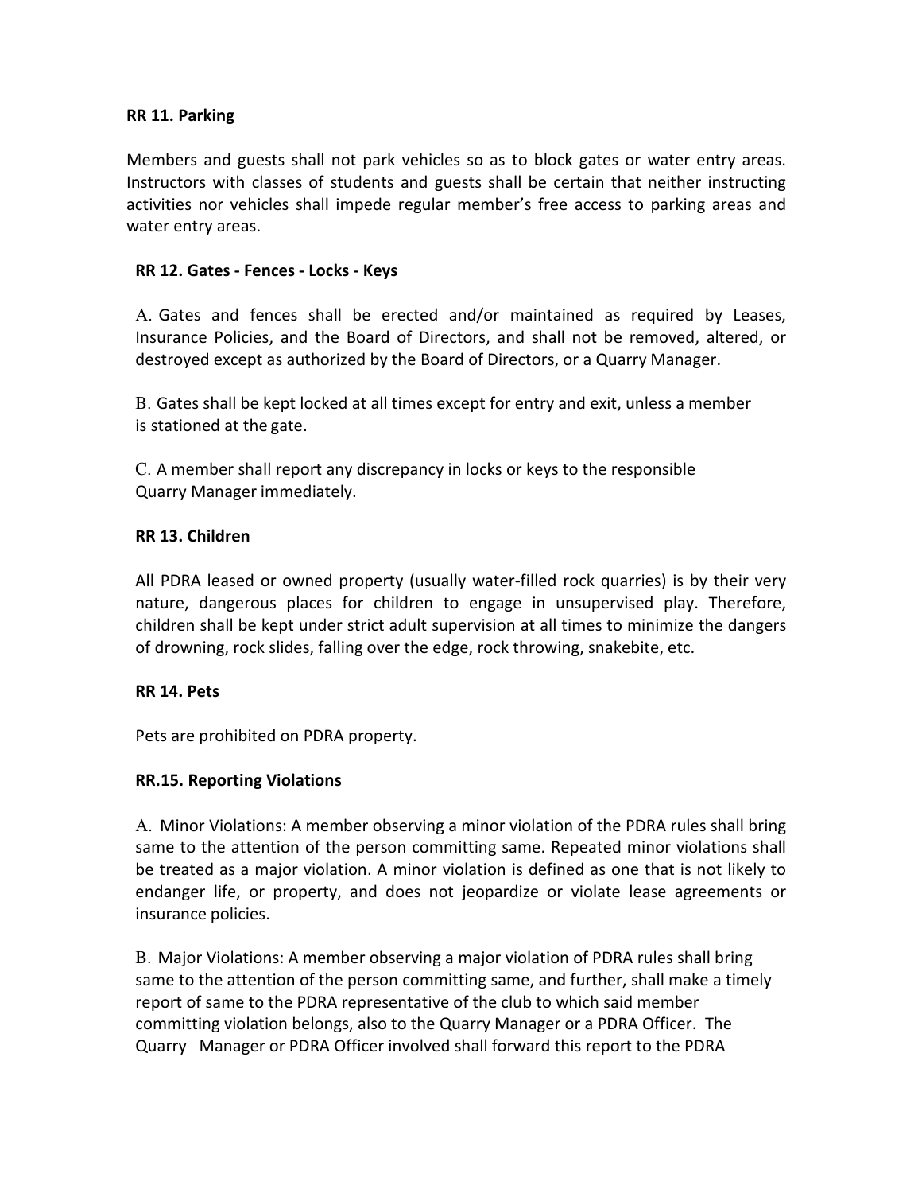**RR 11. Parking**

Members and guests shall not park vehicles so as to block gates or water entry areas. Instructors with classes of students and guests shall be certain that neither instructing activities nor vehicles shall impede regular member's free access to parking areas and water entry areas.

**RR 12. Gates - Fences - Locks - Keys**

A. Gates and fences shall be erected and/or maintained as required by Leases, Insurance Policies, and the Board of Directors, and shall not be removed, altered, or destroyed except as authorized by the Board of Directors, or a Quarry Manager.

B. Gates shall be kept locked at all times except for entry and exit, unless a member is stationed at the gate.

C. A member shall report any discrepancy in locks or keys to the responsible Quarry Manager immediately.

**RR 13. Children**

All PDRA leased or owned property (usually water-filled rock quarries) is by their very nature, dangerous places for children to engage in unsupervised play. Therefore, children shall be kept under strict adult supervision at all times to minimize the dangers of drowning, rock slides, falling over the edge, rock throwing, snakebite, etc.

**RR 14. Pets**

Pets are prohibited on PDRA property.

**RR.15. Reporting Violations**

A. Minor Violations: A member observing a minor violation of the PDRA rules shall bring same to the attention of the person committing same. Repeated minor violations shall be treated as a major violation. A minor violation is defined as one that is not likely to endanger life, or property, and does not jeopardize or violate lease agreements or insurance policies.

B. Major Violations: A member observing a major violation of PDRA rules shall bring same to the attention of the person committing same, and further, shall make a timely report of same to the PDRA representative of the club to which said member committing violation belongs, also to the Quarry Manager or a PDRA Officer. The Quarry Manager or PDRA Officer involved shall forward this report to the PDRA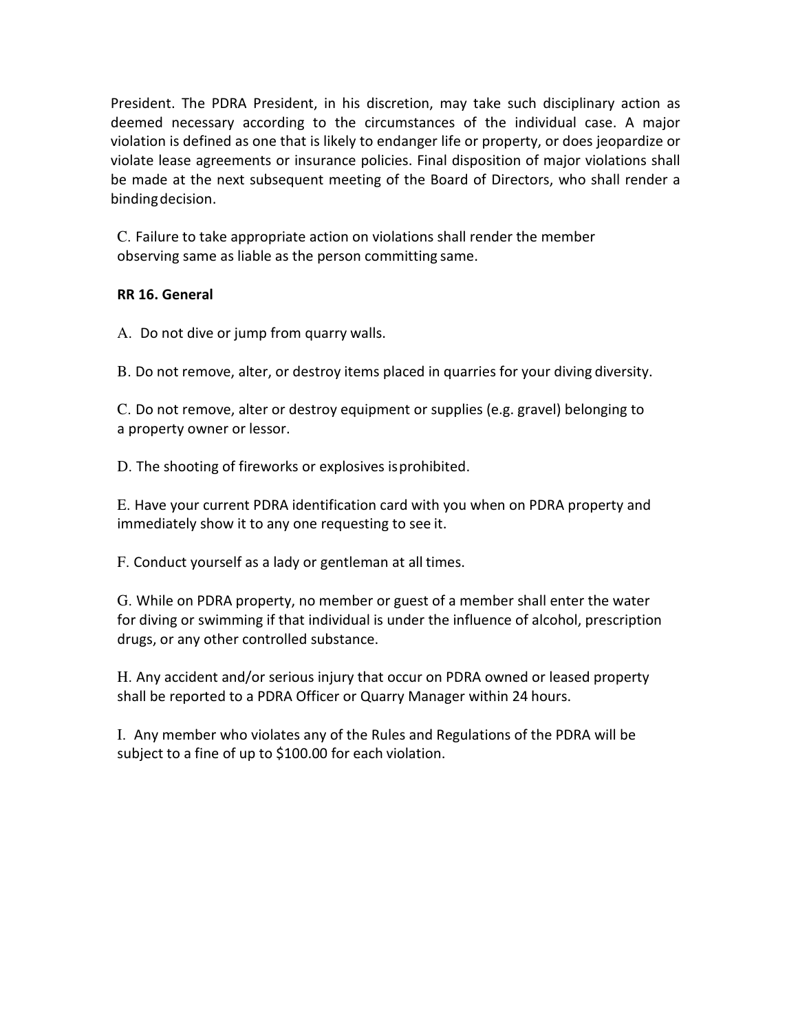President. The PDRA President, in his discretion, may take such disciplinary action as deemed necessary according to the circumstances of the individual case. A major violation is defined as one that is likely to endanger life or property, or does jeopardize or violate lease agreements or insurance policies. Final disposition of major violations shall be made at the next subsequent meeting of the Board of Directors, who shall render a binding decision.

C. Failure to take appropriate action on violations shall render the member observing same as liable as the person committing same.

**RR 16. General**

A. Do not dive or jump from quarry walls.

B. Do not remove, alter, or destroy items placed in quarries for your diving diversity.

C. Do not remove, alter or destroy equipment or supplies (e.g. gravel) belonging to a property owner or lessor.

D. The shooting of fireworks or explosives is prohibited.

E. Have your current PDRA identification card with you when on PDRA property and immediately show it to any one requesting to see it.

F. Conduct yourself as a lady or gentleman at all times.

G. While on PDRA property, no member or guest of a member shall enter the water for diving or swimming if that individual is under the influence of alcohol, prescription drugs, or any other controlled substance.

H. Any accident and/or serious injury that occur on PDRA owned or leased property shall be reported to a PDRA Officer or Quarry Manager within 24 hours.

I. Any member who violates any of the Rules and Regulations of the PDRA will be subject to a fine of up to $100.00 for each violation.